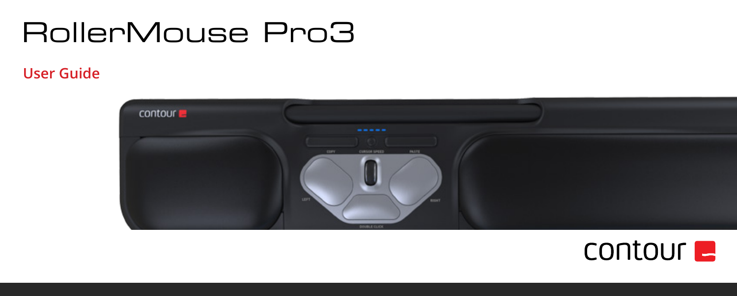# RollerMouse Pro3

## User Guide

contour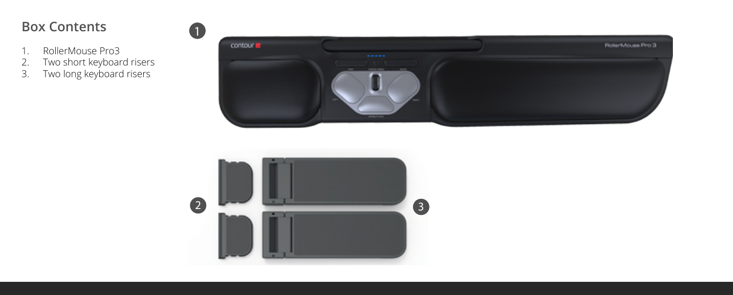## Box Contents

1. RollerMouse Pro3
2. Two short keyboard risers
3. Two long keyboard risers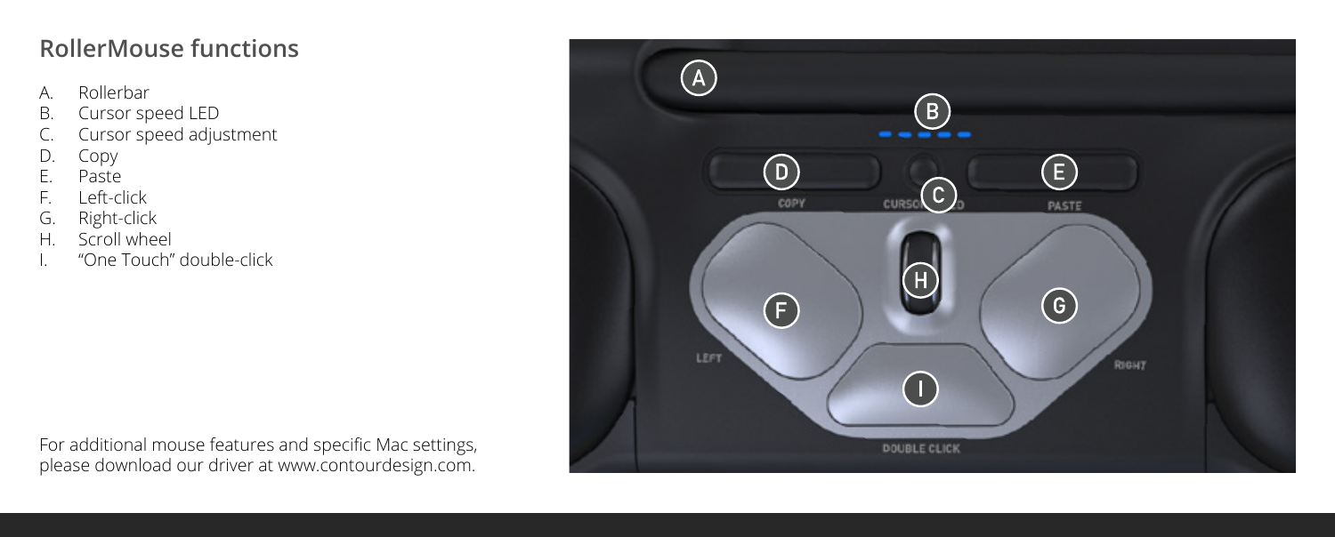## RollerMouse functions

A. Rollerbar
B. Cursor speed LED
C. Cursor speed adjustment
D. Copy
E. Paste
F. Left-click
G. Right-click
H. Scroll wheel
I. “One Touch” double-click

For additional mouse features and specific Mac settings, please download our driver at www.contourdesign.com.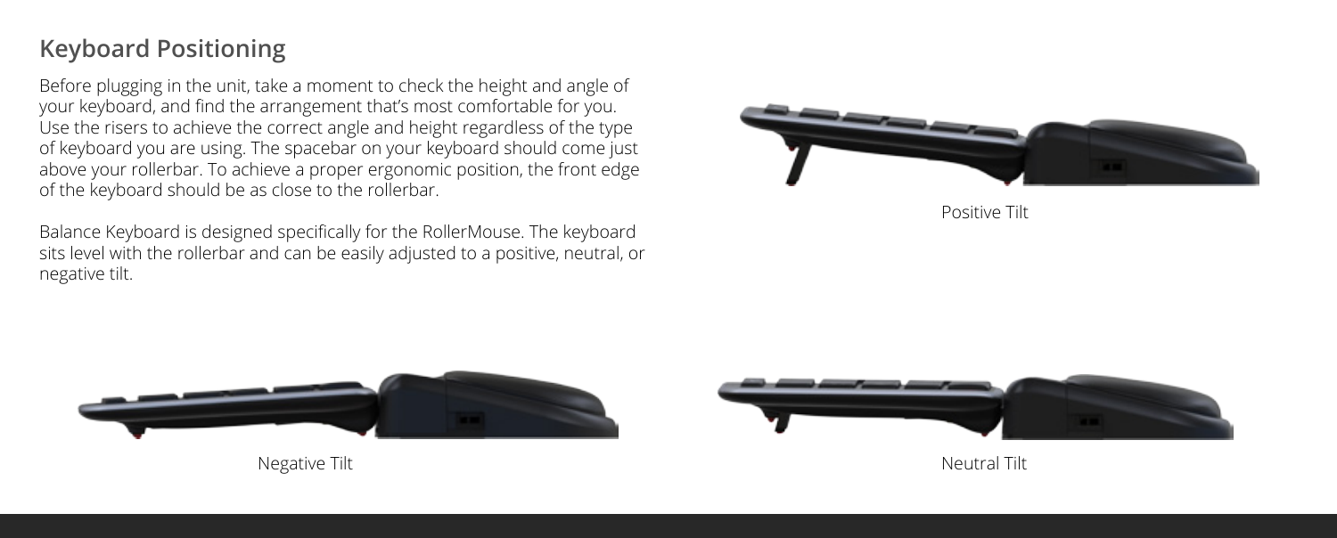## Keyboard Positioning

Before plugging in the unit, take a moment to check the height and angle of your keyboard, and find the arrangement that's most comfortable for you. Use the risers to achieve the correct angle and height regardless of the type of keyboard you are using. The spacebar on your keyboard should come just above your rollerbar. To achieve a proper ergonomic position, the front edge of the keyboard should be as close to the rollerbar.

Balance Keyboard is designed specifically for the RollerMouse. The keyboard sits level with the rollerbar and can be easily adjusted to a positive, neutral, or negative tilt.

Positive Tilt

Negative Tilt

Neutral Tilt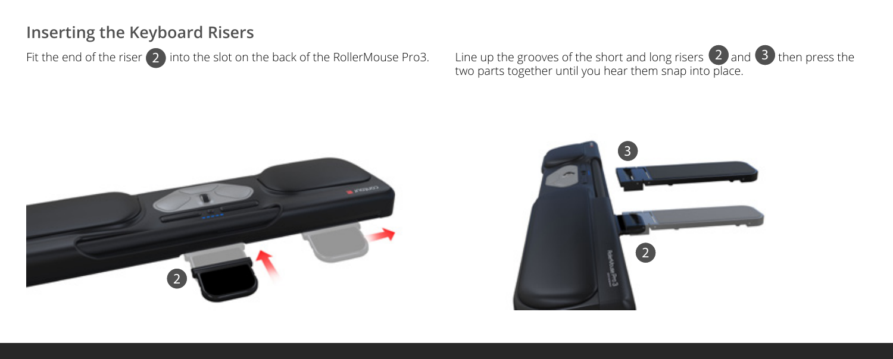## Inserting the Keyboard Risers

Fit the end of the riser 2 into the slot on the back of the RollerMouse Pro3.

Line up the grooves of the short and long risers 2 and 3 then press the two parts together until you hear them snap into place.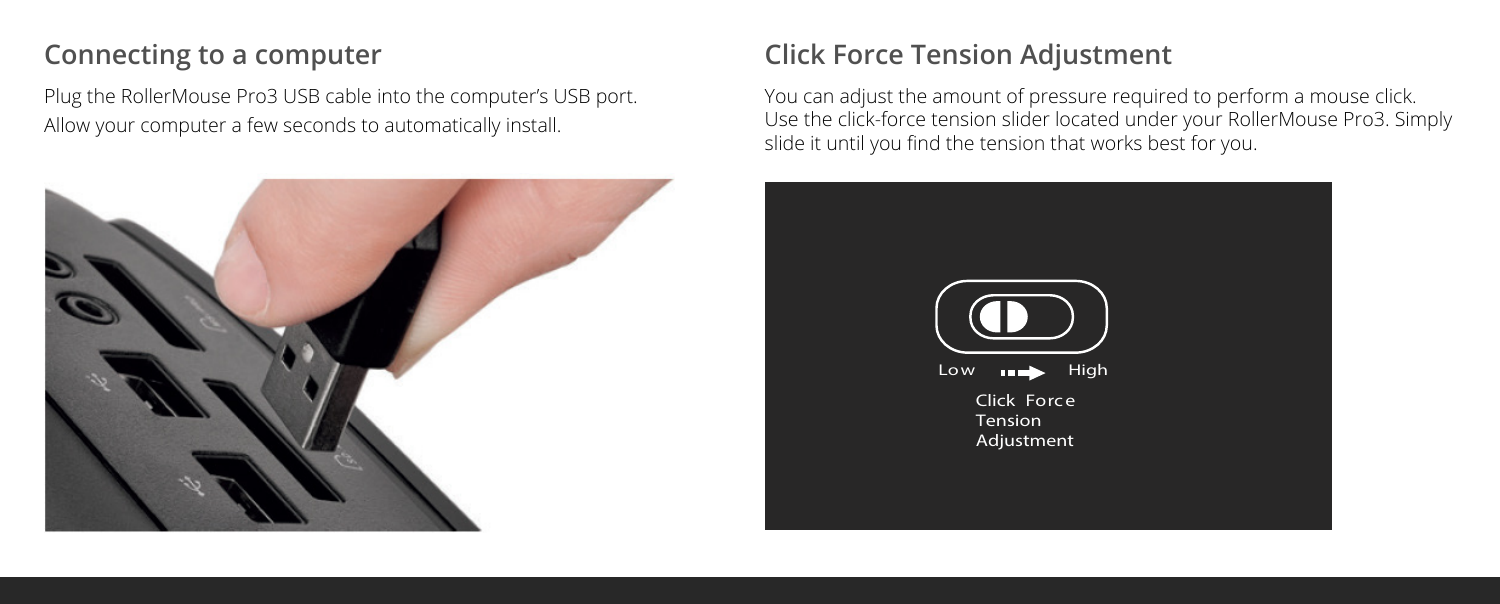## Connecting to a computer

Plug the RollerMouse Pro3 USB cable into the computer's USB port.
Allow your computer a few seconds to automatically install.

## Click Force Tension Adjustment

You can adjust the amount of pressure required to perform a mouse click. Use the click-force tension slider located under your RollerMouse Pro3. Simply slide it until you find the tension that works best for you.

Low → High

Click Force Tension Adjustment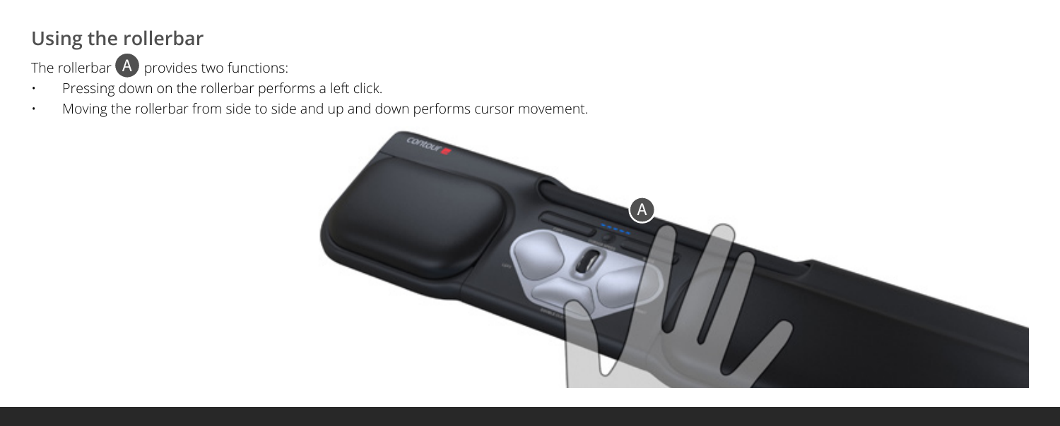## Using the rollerbar

The rollerbar (A) provides two functions:

- Pressing down on the rollerbar performs a left click.
- Moving the rollerbar from side to side and up and down performs cursor movement.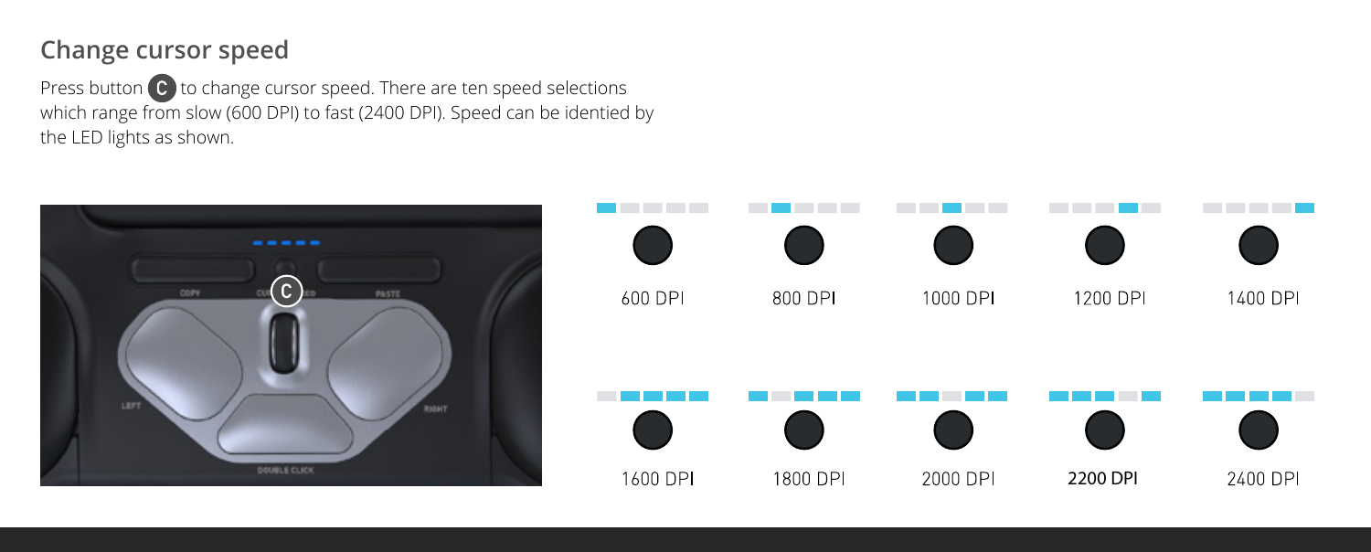## Change cursor speed

Press button C to change cursor speed. There are ten speed selections which range from slow (600 DPI) to fast (2400 DPI). Speed can be identied by the LED lights as shown.

600 DPI

800 DPI

1000 DPI

1200 DPI

1400 DPI

1600 DPI

1800 DPI

2000 DPI

2200 DPI

2400 DPI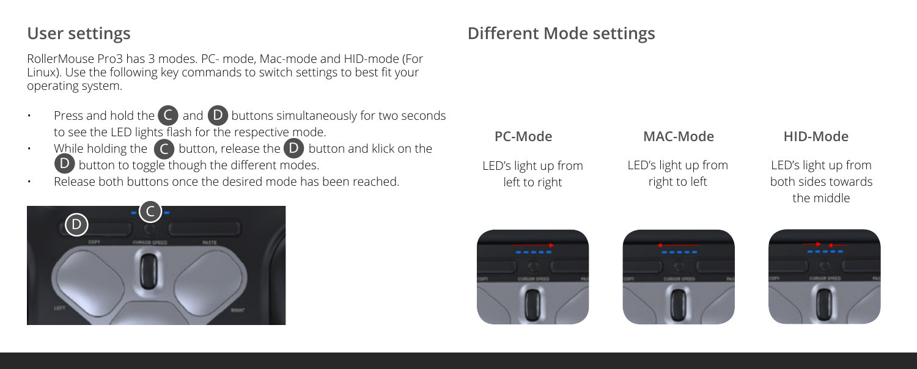## User settings

RollerMouse Pro3 has 3 modes. PC- mode, Mac-mode and HID-mode (For Linux). Use the following key commands to switch settings to best fit your operating system.

- Press and hold the C and D buttons simultaneously for two seconds to see the LED lights flash for the respective mode.
- While holding the C button, release the D button and klick on the D button to toggle though the different modes.
- Release both buttons once the desired mode has been reached.

## Different Mode settings

| PC-Mode | MAC-Mode | HID-Mode |
| --- | --- | --- |
| LED's light up from left to right | LED's light up from right to left | LED's light up from both sides towards the middle |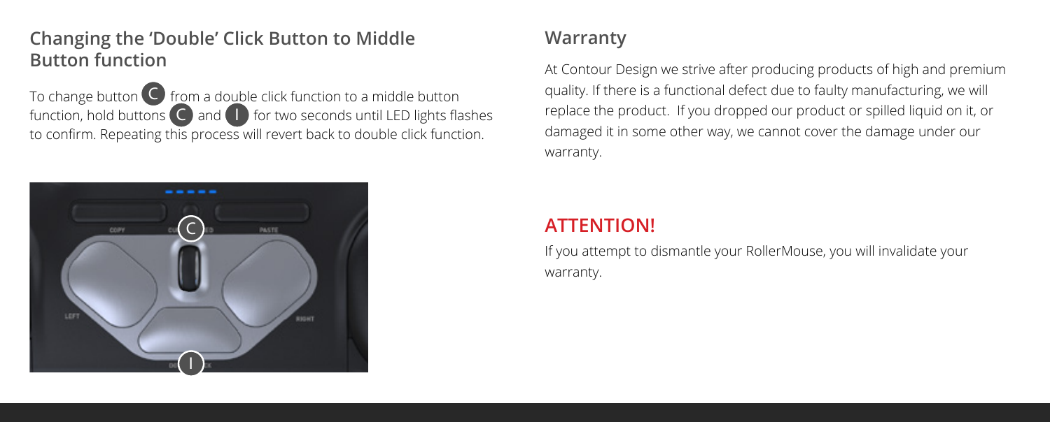## Changing the 'Double' Click Button to Middle Button function

To change button C from a double click function to a middle button function, hold buttons C and I for two seconds until LED lights flashes to confirm. Repeating this process will revert back to double click function.

## Warranty

At Contour Design we strive after producing products of high and premium quality. If there is a functional defect due to faulty manufacturing, we will replace the product. If you dropped our product or spilled liquid on it, or damaged it in some other way, we cannot cover the damage under our warranty.

## ATTENTION!

If you attempt to dismantle your RollerMouse, you will invalidate your warranty.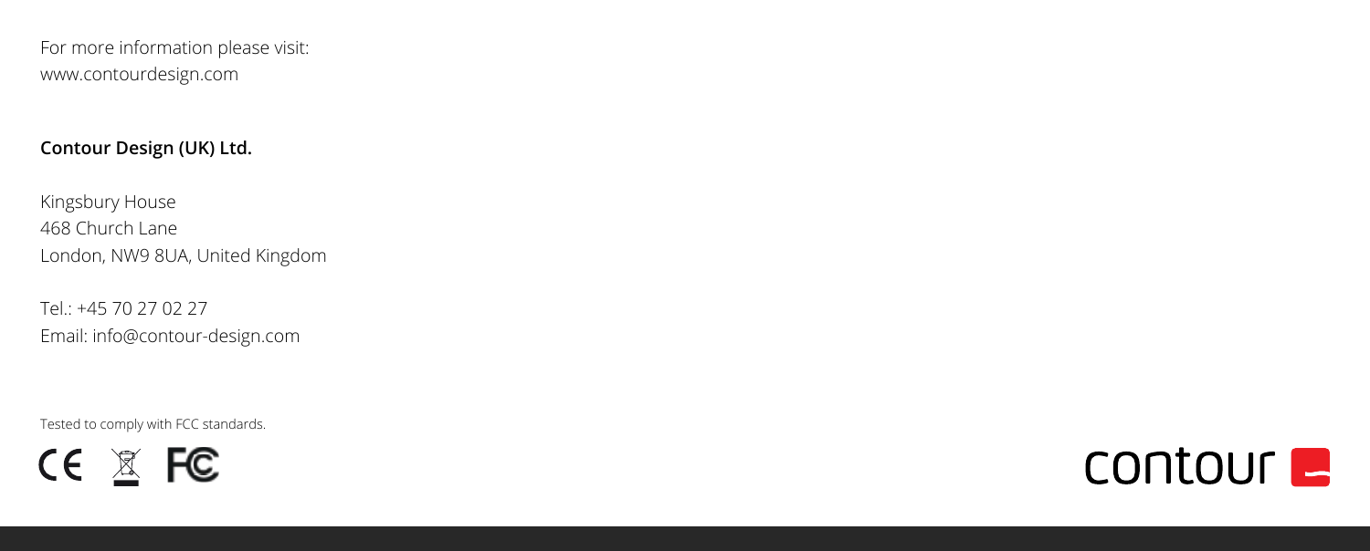For more information please visit:
www.contourdesign.com

**Contour Design (UK) Ltd.**

Kingsbury House
468 Church Lane
London, NW9 8UA, United Kingdom

Tel.: +45 70 27 02 27
Email: info@contour-design.com

Tested to comply with FCC standards.